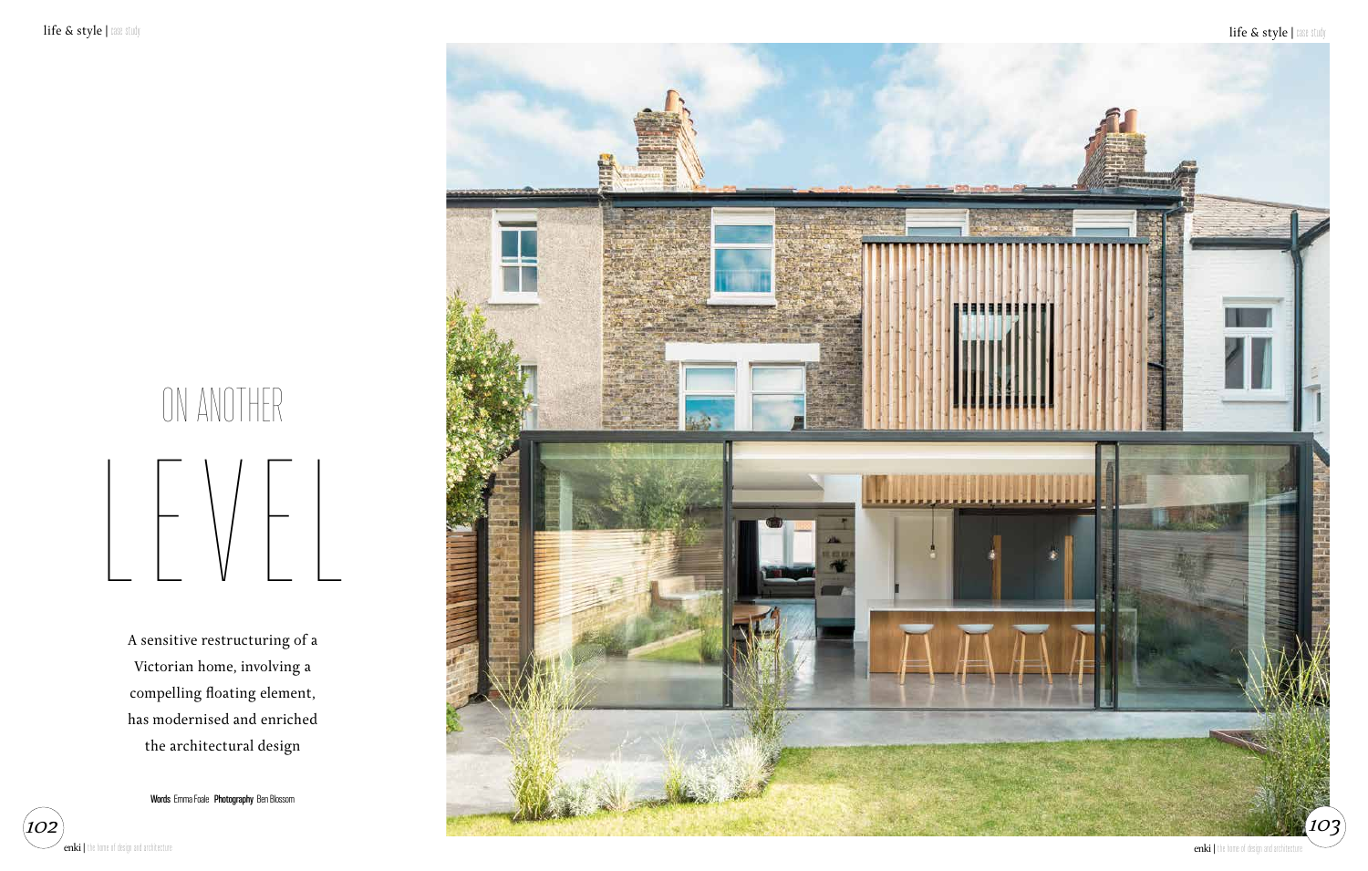# ON ANOTHER LEVEL

A sensitive restructuring of a Victorian home, involving a compelling floating element, has modernised and enriched the architectural design

**Words** Emma Foale **Photography** Ben Blossom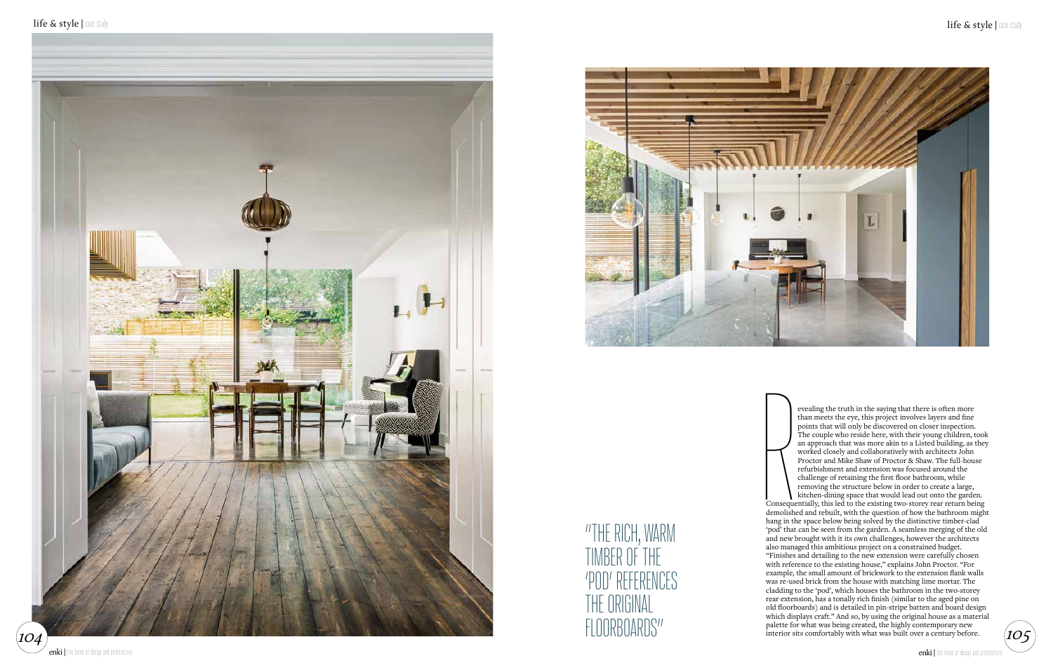"THE RICH, WARM TIMBER OF THE 'POD' REFERENCES THE ORIGINAL FLOORBOARDS"

Revealing the truth in the saying that there is often more than meets the eye, this project involves layers and fine points that will only be discovered on closer inspection. The couple who reside here, with their young children, took an approach that was more akin to a Listed building, as they worked closely and collaboratively with architects John Proctor and Mike Shaw of Proctor & Shaw. The full-house refurbishment and extension was focused around the challenge of retaining the first floor bathroom, while removing the structure below in order to create a large, kitchen-dining space that would lead out onto the garden. Consequentially, this led to the existing two-storey rear return being demolished and rebuilt, with the question of how the bathroom might hang in the space below being solved by the distinctive timber-clad 'pod' that can be seen from the garden. A seamless merging of the old and new brought with it its own challenges, however the architects also managed this ambitious project on a constrained budget. "Finishes and detailing to the new extension were carefully chosen with reference to the existing house," explains John Proctor. "For example, the small amount of brickwork to the extension flank walls was re-used brick from the house with matching lime mortar. The cladding to the 'pod', which houses the bathroom in the two-storey rear extension, has a tonally rich finish (similar to the aged pine on old floorboards) and is detailed in pin-stripe batten and board design which displays craft." And so, by using the original house as a material palette for what was being created, the highly contemporary new interior sits comfortably with what was built over a century before.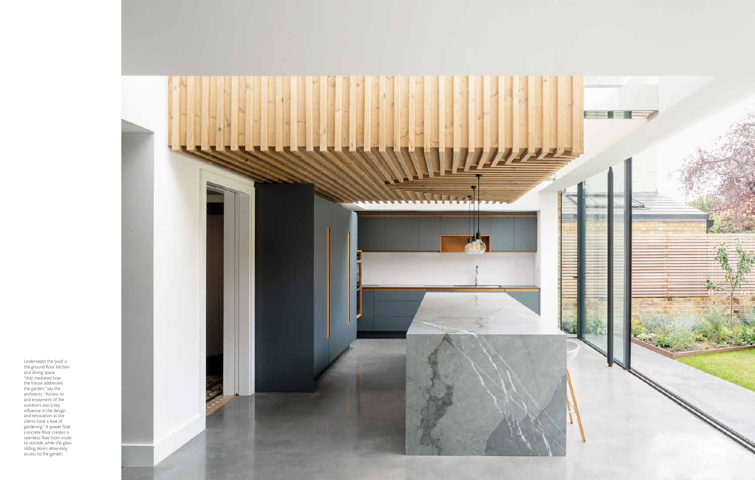Underneath the 'pod' is the ground floor kitchen and dining space "that mediated how the house addressed the garden," say the architects. "Access to and enjoyment of the outdoors was a key influence in the design and renovation as the clients have a love of gardening." A power float concrete floor creates a seamless flow from inside to outside, while the glass sliding doors allow easy access to the garden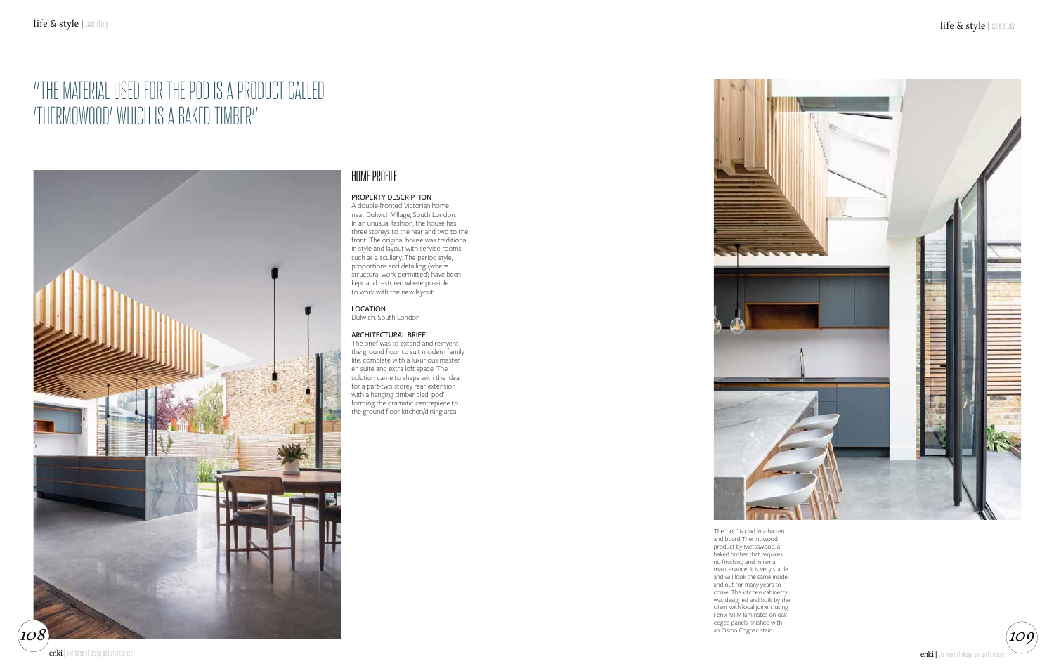# "THE MATERIAL USED FOR THE POD IS A PRODUCT CALLED 'THERMOWOOD' WHICH IS A BAKED TIMBER"

## HOME PROFILE

**PROPERTY DESCRIPTION**
A double-fronted Victorian home near Dulwich Village, South London. In an unusual fashion, the house has three storeys to the rear and two to the front. The original house was traditional in style and layout with service rooms, such as a scullery. The period style, proportions and detailing (where structural work permitted) have been kept and restored where possible to work with the new layout.

**LOCATION**
Dulwich, South London

**ARCHITECTURAL BRIEF**
The brief was to extend and reinvent the ground floor to suit modern family life, complete with a luxurious master en suite and extra loft space. The solution came to shape with the idea for a part-two storey rear extension with a hanging timber clad 'pod' forming the dramatic centrepiece to the ground floor kitchen/dining area.

The 'pod' is clad in a batten and board Thermowood product by Metsawood, a baked timber that requires no finishing and minimal maintenance. It is very stable and will look the same inside and out for many years to come. The kitchen cabinetry was designed and built by the client with local joiners using Fenix NTM laminates on oak-edged panels finished with an Osmo Cognac stain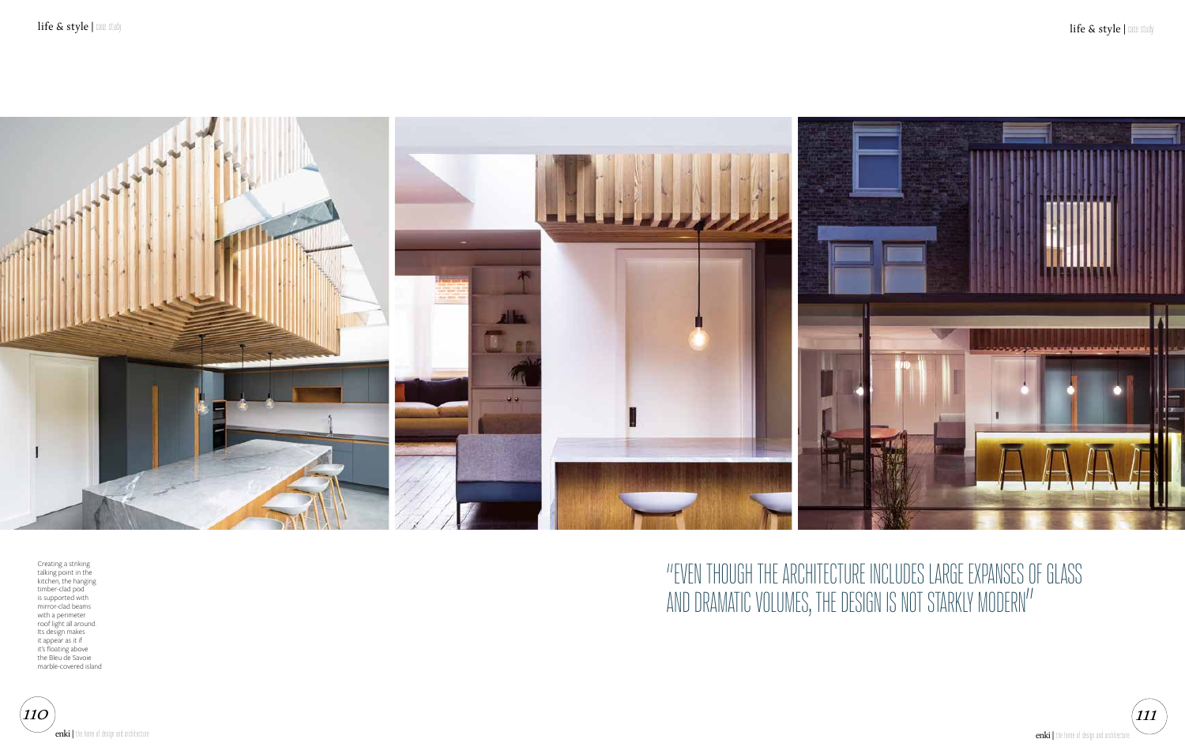Creating a striking talking point in the kitchen, the hanging timber-clad pod is supported with mirror-clad beams with a perimeter roof light all around. Its design makes it appear as it if it's floating above the Bleu de Savoie marble-covered island

"EVEN THOUGH THE ARCHITECTURE INCLUDES LARGE EXPANSES OF GLASS AND DRAMATIC VOLUMES, THE DESIGN IS NOT STARKLY MODERN"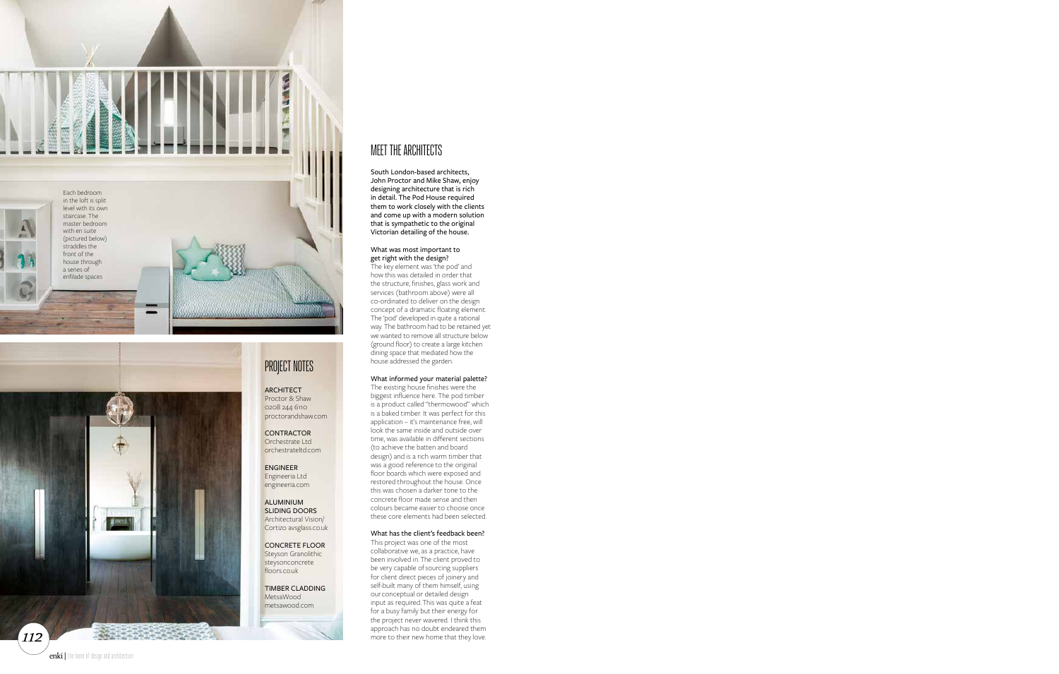Each bedroom in the loft is split level with its own staircase. The master bedroom with en suite (pictured below) straddles the front of the house through a series of enfilade spaces

## PROJECT NOTES

**ARCHITECT**
Proctor & Shaw
0208 244 6110
proctorandshaw.com

**CONTRACTOR**
Orchestrate Ltd
orchestrateltd.com

**ENGINEER**
Engineeria Ltd
engineeria.com

**ALUMINIUM SLIDING DOORS**
Architectural Vision/
Cortizo avsglass.co.uk

**CONCRETE FLOOR**
Steyson Granolithic
steysonconcrete
floors.co.uk

**TIMBER CLADDING**
MetsaWood
metsawood.com

## MEET THE ARCHITECTS

**South London-based architects, John Proctor and Mike Shaw, enjoy designing architecture that is rich in detail. The Pod House required them to work closely with the clients and come up with a modern solution that is sympathetic to the original Victorian detailing of the house.**

**What was most important to get right with the design?**

The key element was 'the pod' and how this was detailed in order that the structure, finishes, glass work and services (bathroom above) were all co-ordinated to deliver on the design concept of a dramatic floating element. The 'pod' developed in quite a rational way. The bathroom had to be retained yet we wanted to remove all structure below (ground floor) to create a large kitchen dining space that mediated how the house addressed the garden.

**What informed your material palette?**

The existing house finishes were the biggest influence here. The pod timber is a product called "thermowood" which is a baked timber. It was perfect for this application – it's maintenance free, will look the same inside and outside over time, was available in different sections (to achieve the batten and board design) and is a rich warm timber that was a good reference to the original floor boards which were exposed and restored throughout the house. Once this was chosen a darker tone to the concrete floor made sense and then colours became easier to choose once these core elements had been selected.

**What has the client's feedback been?**

This project was one of the most collaborative we, as a practice, have been involved in. The client proved to be very capable of sourcing suppliers for client direct pieces of joinery and self-built many of them himself, using our conceptual or detailed design input as required. This was quite a feat for a busy family but their energy for the project never wavered. I think this approach has no doubt endeared them more to their new home that they love.